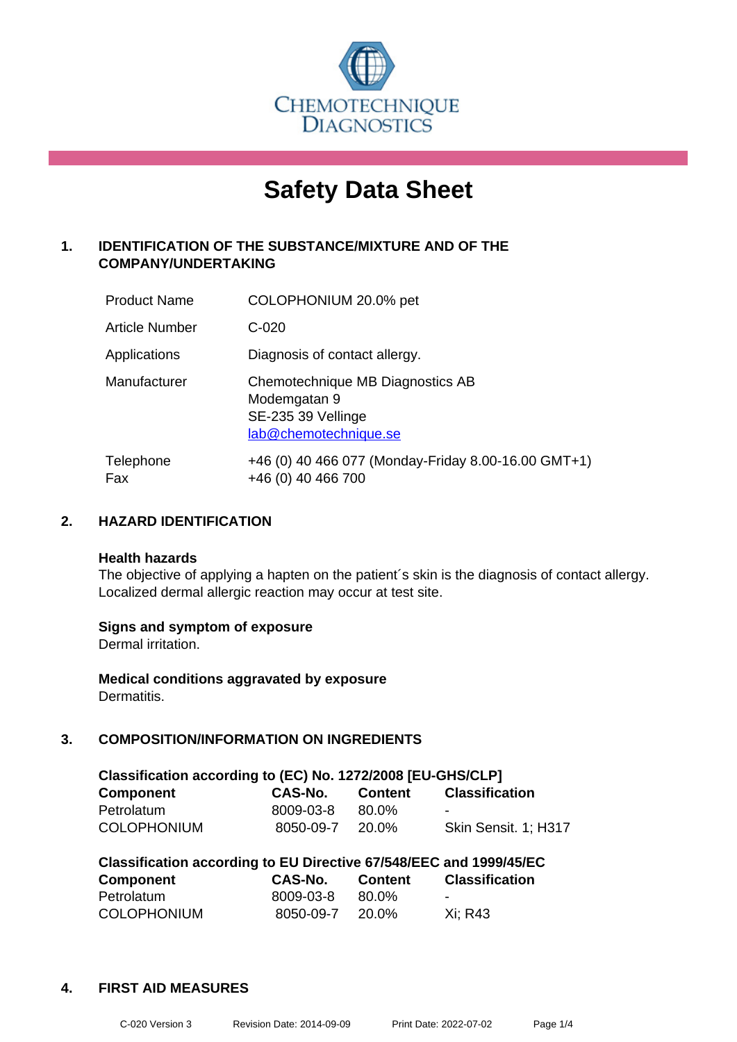CHEMOTECHNIQUE DIAGNOSTICS

# Safety Data Sheet

## 1. IDENTIFICATION OF THE SUBSTANCE/MIXTURE AND OF THE COMPANY/UNDERTAKING

| | |
|---|---|
| Product Name | COLOPHONIUM 20.0% pet |
| Article Number | C-020 |
| Applications | Diagnosis of contact allergy. |
| Manufacturer | Chemotechnique MB Diagnostics AB<br>Modemgatan 9<br>SE-235 39 Vellinge<br>lab@chemotechnique.se |
| Telephone<br>Fax | +46 (0) 40 466 077 (Monday-Friday 8.00-16.00 GMT+1)<br>+46 (0) 40 466 700 |

## 2. HAZARD IDENTIFICATION

**Health hazards**

The objective of applying a hapten on the patient´s skin is the diagnosis of contact allergy. Localized dermal allergic reaction may occur at test site.

**Signs and symptom of exposure**

Dermal irritation.

**Medical conditions aggravated by exposure**

Dermatitis.

## 3. COMPOSITION/INFORMATION ON INGREDIENTS

**Classification according to (EC) No. 1272/2008 [EU-GHS/CLP]**

| Component | CAS-No. | Content | Classification |
|---|---|---|---|
| Petrolatum | 8009-03-8 | 80.0% | - |
| COLOPHONIUM | 8050-09-7 | 20.0% | Skin Sensit. 1; H317 |

**Classification according to EU Directive 67/548/EEC and 1999/45/EC**

| Component | CAS-No. | Content | Classification |
|---|---|---|---|
| Petrolatum | 8009-03-8 | 80.0% | - |
| COLOPHONIUM | 8050-09-7 | 20.0% | Xi; R43 |

## 4. FIRST AID MEASURES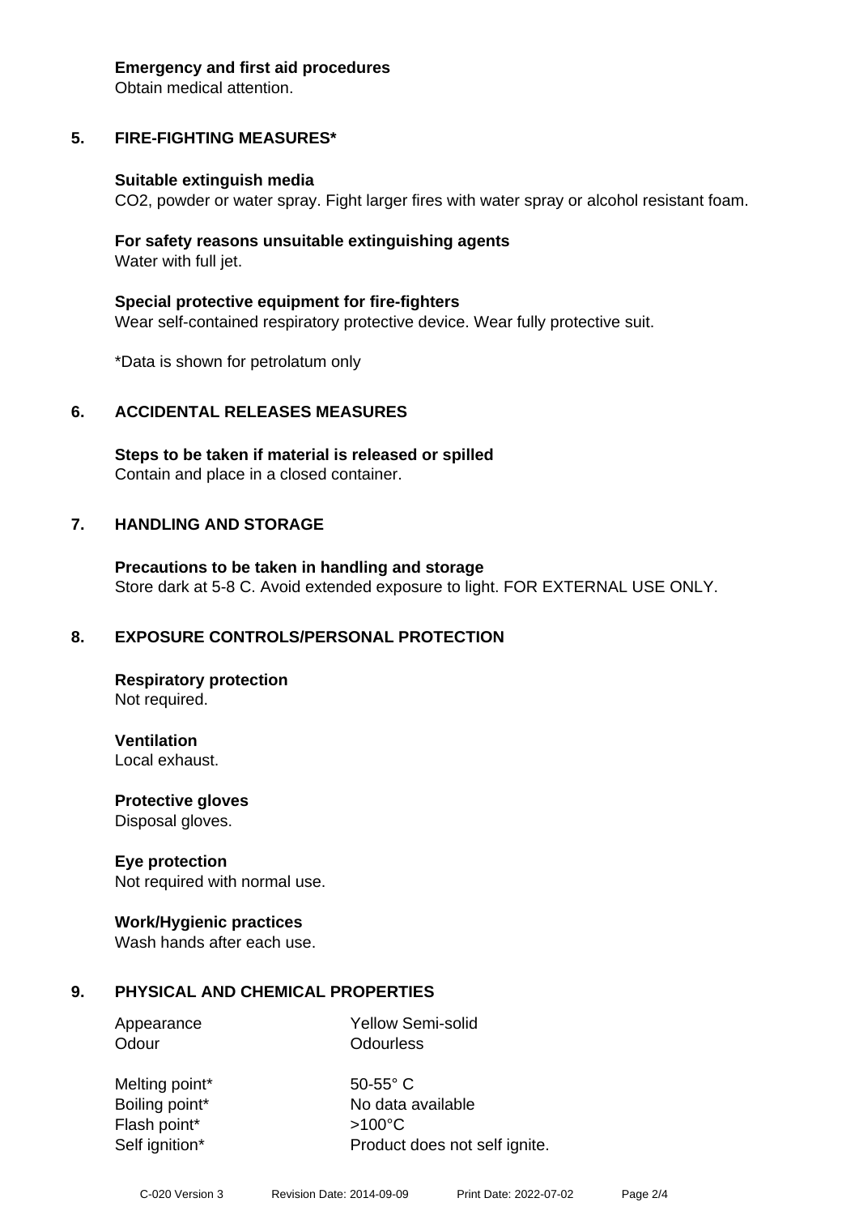**Emergency and first aid procedures**
Obtain medical attention.

## 5. FIRE-FIGHTING MEASURES*

**Suitable extinguish media**
$CO_2$, powder or water spray. Fight larger fires with water spray or alcohol resistant foam.

**For safety reasons unsuitable extinguishing agents**
Water with full jet.

**Special protective equipment for fire-fighters**
Wear self-contained respiratory protective device. Wear fully protective suit.

*Data is shown for petrolatum only

## 6. ACCIDENTAL RELEASES MEASURES

**Steps to be taken if material is released or spilled**
Contain and place in a closed container.

## 7. HANDLING AND STORAGE

**Precautions to be taken in handling and storage**
Store dark at 5-8 C. Avoid extended exposure to light. FOR EXTERNAL USE ONLY.

## 8. EXPOSURE CONTROLS/PERSONAL PROTECTION

**Respiratory protection**
Not required.

**Ventilation**
Local exhaust.

**Protective gloves**
Disposal gloves.

**Eye protection**
Not required with normal use.

**Work/Hygienic practices**
Wash hands after each use.

## 9. PHYSICAL AND CHEMICAL PROPERTIES

| | |
|---|---|
| Appearance | Yellow Semi-solid |
| Odour | Odourless |
| Melting point* | 50-55° C |
| Boiling point* | No data available |
| Flash point* | >100°C |
| Self ignition* | Product does not self ignite. |

C-020 Version 3 Revision Date: 2014-09-09 Print Date: 2022-07-02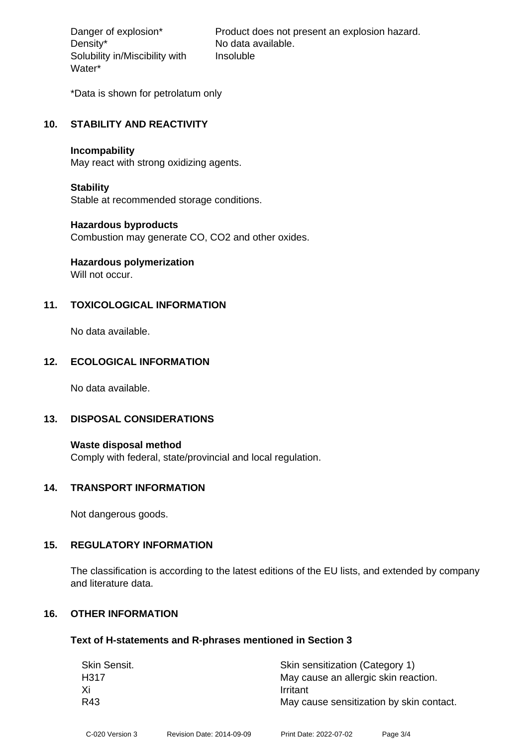| | |
|---|---|
| Danger of explosion* | Product does not present an explosion hazard. |
| Density* | No data available. |
| Solubility in/Miscibility with Water* | Insoluble |

*Data is shown for petrolatum only

## 10. STABILITY AND REACTIVITY

**Incompability**
May react with strong oxidizing agents.

**Stability**
Stable at recommended storage conditions.

**Hazardous byproducts**
Combustion may generate CO, $CO_2$ and other oxides.

**Hazardous polymerization**
Will not occur.

## 11. TOXICOLOGICAL INFORMATION

No data available.

## 12. ECOLOGICAL INFORMATION

No data available.

## 13. DISPOSAL CONSIDERATIONS

**Waste disposal method**
Comply with federal, state/provincial and local regulation.

## 14. TRANSPORT INFORMATION

Not dangerous goods.

## 15. REGULATORY INFORMATION

The classification is according to the latest editions of the EU lists, and extended by company and literature data.

## 16. OTHER INFORMATION

### Text of H-statements and R-phrases mentioned in Section 3

| | |
|---|---|
| Skin Sensit. | Skin sensitization (Category 1) |
| H317 | May cause an allergic skin reaction. |
| Xi | Irritant |
| R43 | May cause sensitization by skin contact. |

C-020 Version 3    Revision Date: 2014-09-09    Print Date: 2022-07-02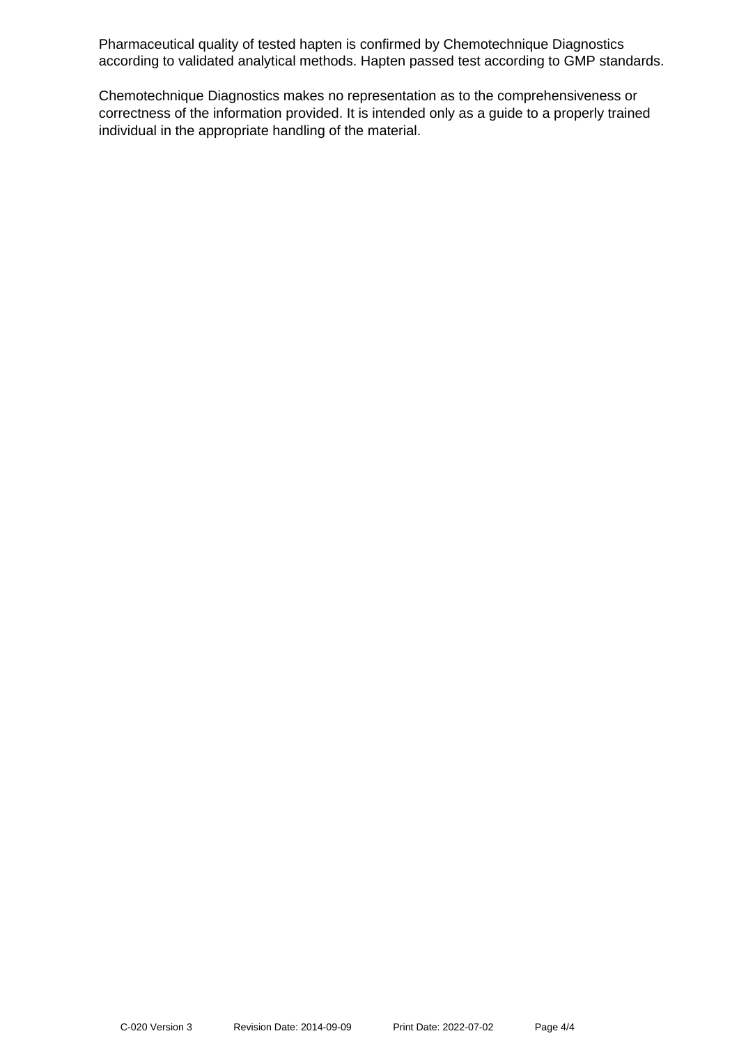Pharmaceutical quality of tested hapten is confirmed by Chemotechnique Diagnostics according to validated analytical methods. Hapten passed test according to GMP standards.

Chemotechnique Diagnostics makes no representation as to the comprehensiveness or correctness of the information provided. It is intended only as a guide to a properly trained individual in the appropriate handling of the material.